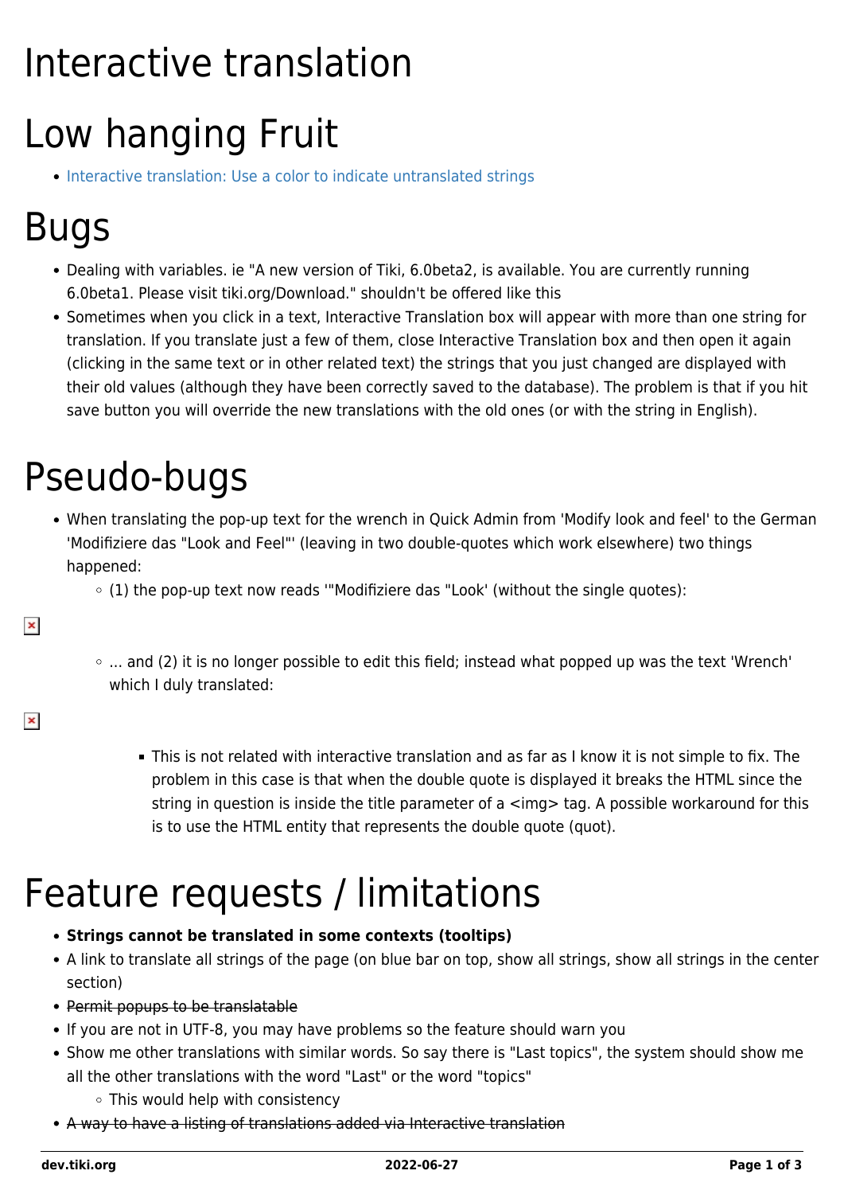# Interactive translation

# Low hanging Fruit

- Interactive translation: Use a color to indicate untranslated strings

# Bugs

- Dealing with variables. ie "A new version of Tiki, 6.0beta2, is available. You are currently running 6.0beta1. Please visit tiki.org/Download." shouldn't be offered like this
- Sometimes when you click in a text, Interactive Translation box will appear with more than one string for translation. If you translate just a few of them, close Interactive Translation box and then open it again (clicking in the same text or in other related text) the strings that you just changed are displayed with their old values (although they have been correctly saved to the database). The problem is that if you hit save button you will override the new translations with the old ones (or with the string in English).

# Pseudo-bugs

- When translating the pop-up text for the wrench in Quick Admin from 'Modify look and feel' to the German 'Modifiziere das "Look and Feel"' (leaving in two double-quotes which work elsewhere) two things happened:
  - (1) the pop-up text now reads '"Modifiziere das "Look' (without the single quotes):
  - ... and (2) it is no longer possible to edit this field; instead what popped up was the text 'Wrench' which I duly translated:
    - This is not related with interactive translation and as far as I know it is not simple to fix. The problem in this case is that when the double quote is displayed it breaks the HTML since the string in question is inside the title parameter of a <img> tag. A possible workaround for this is to use the HTML entity that represents the double quote (quot).

# Feature requests / limitations

- **Strings cannot be translated in some contexts (tooltips)**
- A link to translate all strings of the page (on blue bar on top, show all strings, show all strings in the center section)
- ~~Permit popups to be translatable~~
- If you are not in UTF-8, you may have problems so the feature should warn you
- Show me other translations with similar words. So say there is "Last topics", the system should show me all the other translations with the word "Last" or the word "topics"
  - This would help with consistency
- ~~A way to have a listing of translations added via Interactive translation~~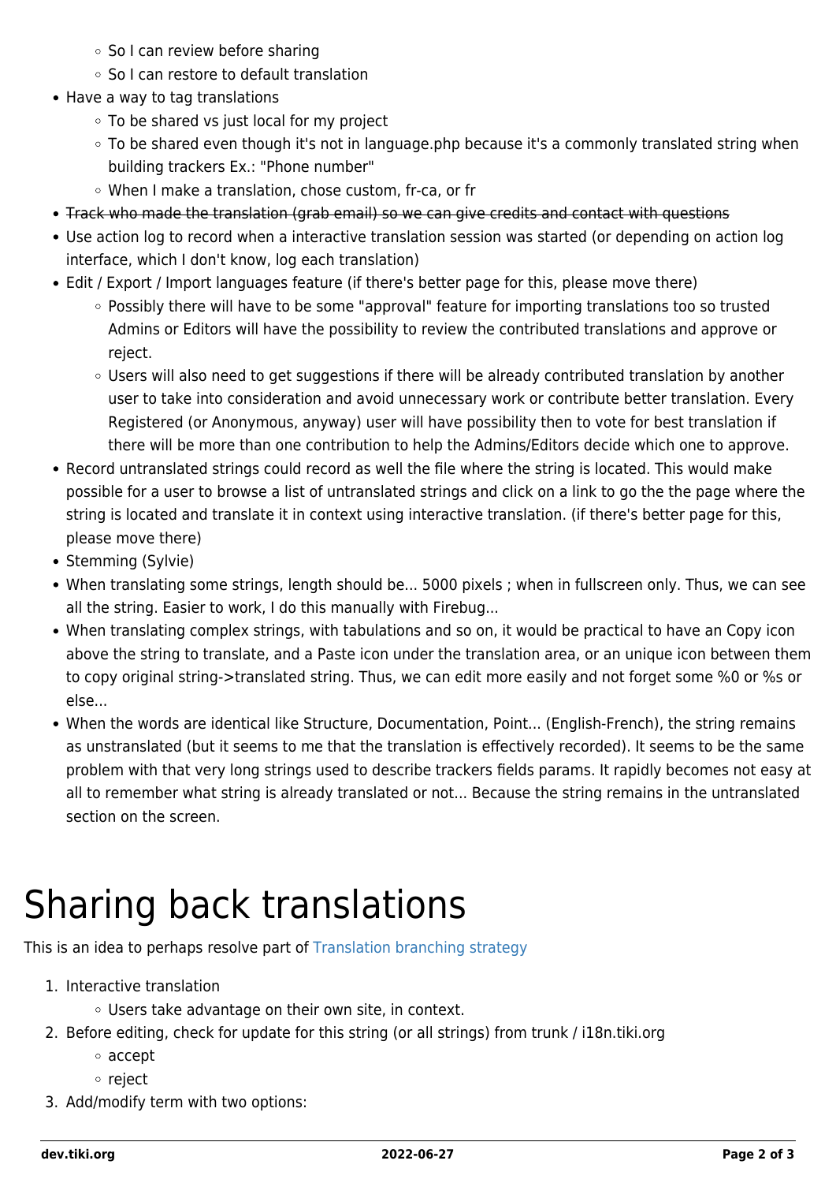- So I can review before sharing
    - So I can restore to default translation
- Have a way to tag translations
    - To be shared vs just local for my project
    - To be shared even though it's not in language.php because it's a commonly translated string when building trackers Ex.: "Phone number"
    - When I make a translation, chose custom, fr-ca, or fr
- ~~Track who made the translation (grab email) so we can give credits and contact with questions~~
- Use action log to record when a interactive translation session was started (or depending on action log interface, which I don't know, log each translation)
- Edit / Export / Import languages feature (if there's better page for this, please move there)
    - Possibly there will have to be some "approval" feature for importing translations too so trusted Admins or Editors will have the possibility to review the contributed translations and approve or reject.
    - Users will also need to get suggestions if there will be already contributed translation by another user to take into consideration and avoid unnecessary work or contribute better translation. Every Registered (or Anonymous, anyway) user will have possibility then to vote for best translation if there will be more than one contribution to help the Admins/Editors decide which one to approve.
- Record untranslated strings could record as well the file where the string is located. This would make possible for a user to browse a list of untranslated strings and click on a link to go the the page where the string is located and translate it in context using interactive translation. (if there's better page for this, please move there)
- Stemming (Sylvie)
- When translating some strings, length should be... 5000 pixels ; when in fullscreen only. Thus, we can see all the string. Easier to work, I do this manually with Firebug...
- When translating complex strings, with tabulations and so on, it would be practical to have an Copy icon above the string to translate, and a Paste icon under the translation area, or an unique icon between them to copy original string->translated string. Thus, we can edit more easily and not forget some %0 or %s or else...
- When the words are identical like Structure, Documentation, Point... (English-French), the string remains as unstranslated (but it seems to me that the translation is effectively recorded). It seems to be the same problem with that very long strings used to describe trackers fields params. It rapidly becomes not easy at all to remember what string is already translated or not... Because the string remains in the untranslated section on the screen.

# Sharing back translations

This is an idea to perhaps resolve part of Translation branching strategy

1. Interactive translation
    - Users take advantage on their own site, in context.
2. Before editing, check for update for this string (or all strings) from trunk / i18n.tiki.org
    - accept
    - reject
3. Add/modify term with two options: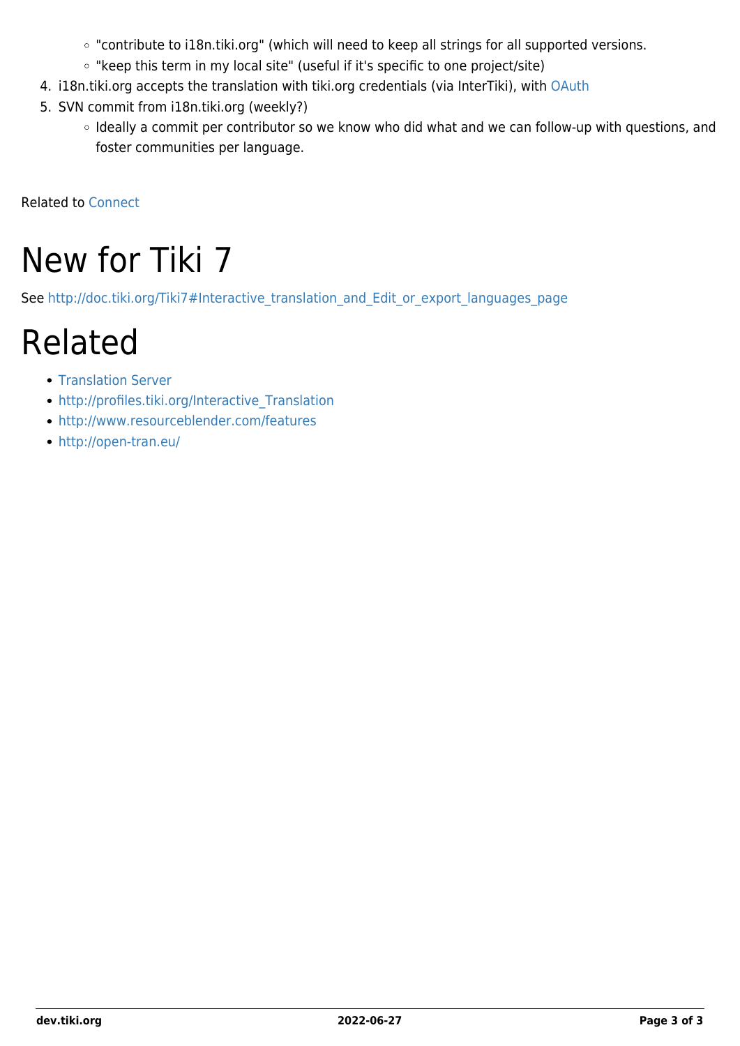- "contribute to i18n.tiki.org" (which will need to keep all strings for all supported versions.
    - "keep this term in my local site" (useful if it's specific to one project/site)
4. i18n.tiki.org accepts the translation with tiki.org credentials (via InterTiki), with OAuth
5. SVN commit from i18n.tiki.org (weekly?)
    - Ideally a commit per contributor so we know who did what and we can follow-up with questions, and foster communities per language.

Related to Connect

# New for Tiki 7

See http://doc.tiki.org/Tiki7#Interactive_translation_and_Edit_or_export_languages_page

# Related

- Translation Server
- http://profiles.tiki.org/Interactive_Translation
- http://www.resourceblender.com/features
- http://open-tran.eu/